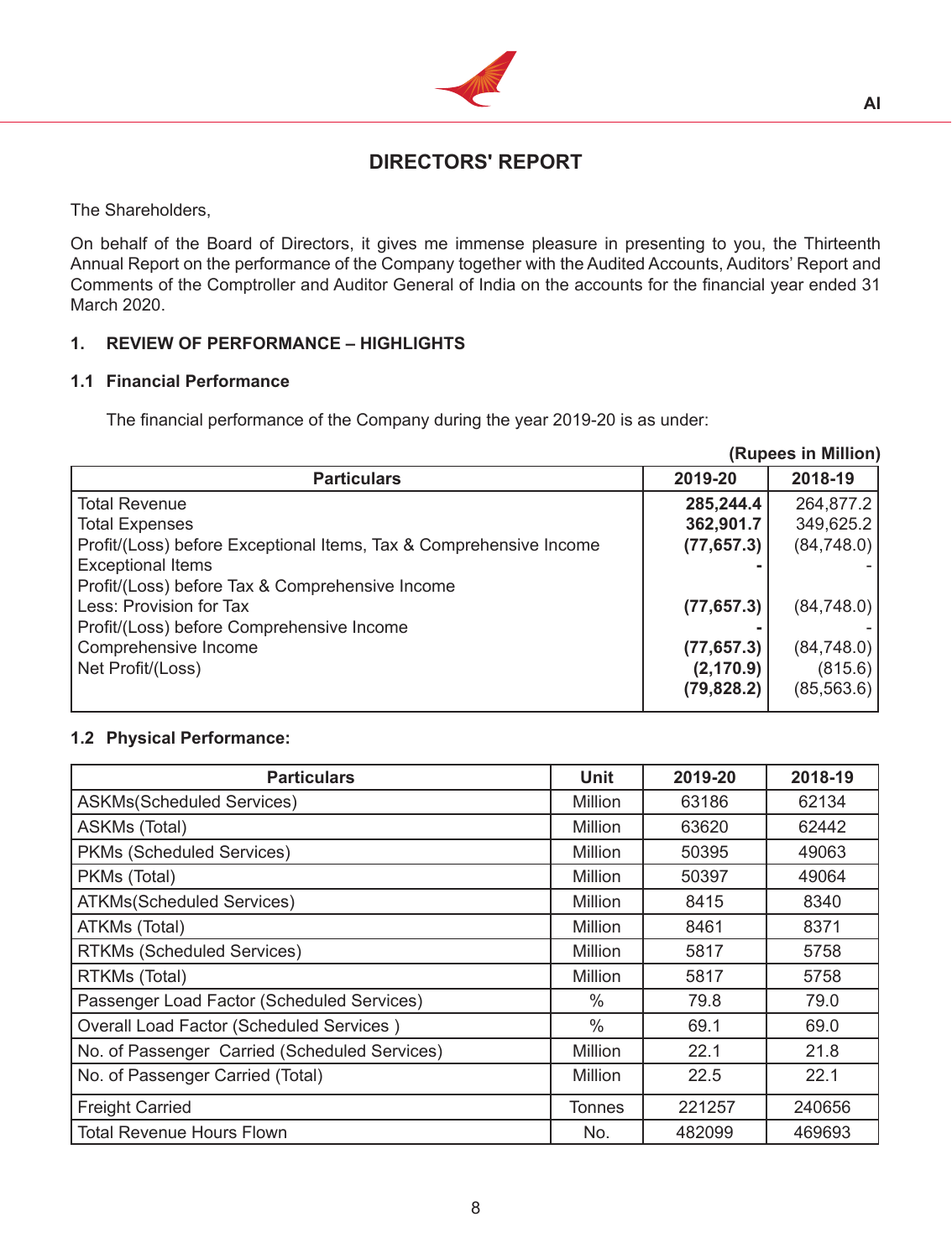# DIRECTORS' REPORT

The Shareholders,

On behalf of the Board of Directors, it gives me immense pleasure in presenting to you, the Thirteenth Annual Report on the performance of the Company together with the Audited Accounts, Auditors' Report and Comments of the Comptroller and Auditor General of India on the accounts for the financial year ended 31 March 2020.

## 1. REVIEW OF PERFORMANCE – HIGHLIGHTS

### 1.1 Financial Performance

The financial performance of the Company during the year 2019-20 is as under:

**(Rupees in Million)**

| Particulars | 2019-20 | 2018-19 |
|---|---|---|
| Total Revenue | **285,244.4** | 264,877.2 |
| Total Expenses | **362,901.7** | 349,625.2 |
| Profit/(Loss) before Exceptional Items, Tax & Comprehensive Income | **(77,657.3)** | (84,748.0) |
| Exceptional Items | **-** | - |
| Profit/(Loss) before Tax & Comprehensive Income | **(77,657.3)** | (84,748.0) |
| Less: Provision for Tax | **-** | - |
| Profit/(Loss) before Comprehensive Income | **(77,657.3)** | (84,748.0) |
| Comprehensive Income | **(2,170.9)** | (815.6) |
| Net Profit/(Loss) | **(79,828.2)** | (85,563.6) |

### 1.2 Physical Performance:

| Particulars | Unit | 2019-20 | 2018-19 |
|---|---|---|---|
| ASKMs(Scheduled Services) | Million | 63186 | 62134 |
| ASKMs (Total) | Million | 63620 | 62442 |
| PKMs (Scheduled Services) | Million | 50395 | 49063 |
| PKMs (Total) | Million | 50397 | 49064 |
| ATKMs(Scheduled Services) | Million | 8415 | 8340 |
| ATKMs (Total) | Million | 8461 | 8371 |
| RTKMs (Scheduled Services) | Million | 5817 | 5758 |
| RTKMs (Total) | Million | 5817 | 5758 |
| Passenger Load Factor (Scheduled Services) | % | 79.8 | 79.0 |
| Overall Load Factor (Scheduled Services ) | % | 69.1 | 69.0 |
| No. of Passenger Carried (Scheduled Services) | Million | 22.1 | 21.8 |
| No. of Passenger Carried (Total) | Million | 22.5 | 22.1 |
| Freight Carried | Tonnes | 221257 | 240656 |
| Total Revenue Hours Flown | No. | 482099 | 469693 |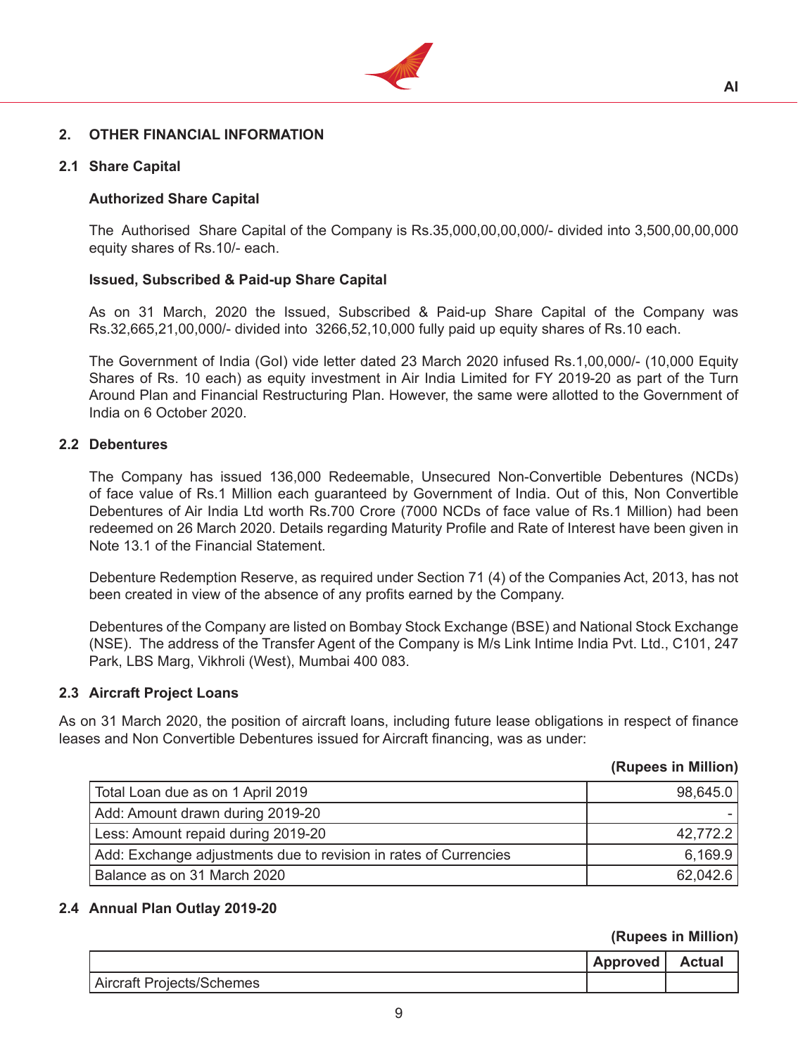## 2. OTHER FINANCIAL INFORMATION

### 2.1 Share Capital

**Authorized Share Capital**

The Authorised Share Capital of the Company is Rs.35,000,00,00,000/- divided into 3,500,00,00,000 equity shares of Rs.10/- each.

**Issued, Subscribed & Paid-up Share Capital**

As on 31 March, 2020 the Issued, Subscribed & Paid-up Share Capital of the Company was Rs.32,665,21,00,000/- divided into 3266,52,10,000 fully paid up equity shares of Rs.10 each.

The Government of India (GoI) vide letter dated 23 March 2020 infused Rs.1,00,000/- (10,000 Equity Shares of Rs. 10 each) as equity investment in Air India Limited for FY 2019-20 as part of the Turn Around Plan and Financial Restructuring Plan. However, the same were allotted to the Government of India on 6 October 2020.

### 2.2 Debentures

The Company has issued 136,000 Redeemable, Unsecured Non-Convertible Debentures (NCDs) of face value of Rs.1 Million each guaranteed by Government of India. Out of this, Non Convertible Debentures of Air India Ltd worth Rs.700 Crore (7000 NCDs of face value of Rs.1 Million) had been redeemed on 26 March 2020. Details regarding Maturity Profile and Rate of Interest have been given in Note 13.1 of the Financial Statement.

Debenture Redemption Reserve, as required under Section 71 (4) of the Companies Act, 2013, has not been created in view of the absence of any profits earned by the Company.

Debentures of the Company are listed on Bombay Stock Exchange (BSE) and National Stock Exchange (NSE). The address of the Transfer Agent of the Company is M/s Link Intime India Pvt. Ltd., C101, 247 Park, LBS Marg, Vikhroli (West), Mumbai 400 083.

### 2.3 Aircraft Project Loans

As on 31 March 2020, the position of aircraft loans, including future lease obligations in respect of finance leases and Non Convertible Debentures issued for Aircraft financing, was as under:

**(Rupees in Million)**

| | |
|---|---|
| Total Loan due as on 1 April 2019 | 98,645.0 |
| Add: Amount drawn during 2019-20 | - |
| Less: Amount repaid during 2019-20 | 42,772.2 |
| Add: Exchange adjustments due to revision in rates of Currencies | 6,169.9 |
| Balance as on 31 March 2020 | 62,042.6 |

### 2.4 Annual Plan Outlay 2019-20

**(Rupees in Million)**

| | Approved | Actual |
|---|---|---|
| Aircraft Projects/Schemes | | |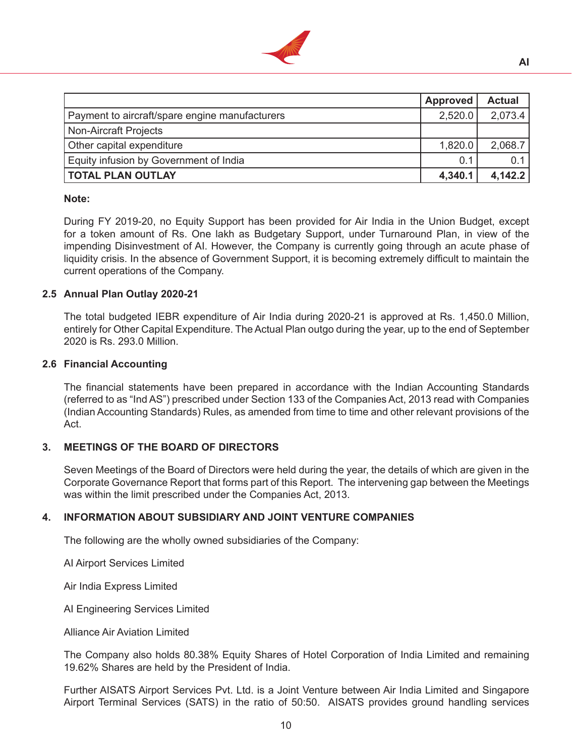| | Approved | Actual |
|---|---|---|
| Payment to aircraft/spare engine manufacturers | 2,520.0 | 2,073.4 |
| Non-Aircraft Projects | | |
| Other capital expenditure | 1,820.0 | 2,068.7 |
| Equity infusion by Government of India | 0.1 | 0.1 |
| **TOTAL PLAN OUTLAY** | **4,340.1** | **4,142.2** |

**Note:**

During FY 2019-20, no Equity Support has been provided for Air India in the Union Budget, except for a token amount of Rs. One lakh as Budgetary Support, under Turnaround Plan, in view of the impending Disinvestment of AI. However, the Company is currently going through an acute phase of liquidity crisis. In the absence of Government Support, it is becoming extremely difficult to maintain the current operations of the Company.

### 2.5 Annual Plan Outlay 2020-21

The total budgeted IEBR expenditure of Air India during 2020-21 is approved at Rs. 1,450.0 Million, entirely for Other Capital Expenditure. The Actual Plan outgo during the year, up to the end of September 2020 is Rs. 293.0 Million.

### 2.6 Financial Accounting

The financial statements have been prepared in accordance with the Indian Accounting Standards (referred to as "Ind AS") prescribed under Section 133 of the Companies Act, 2013 read with Companies (Indian Accounting Standards) Rules, as amended from time to time and other relevant provisions of the Act.

## 3. MEETINGS OF THE BOARD OF DIRECTORS

Seven Meetings of the Board of Directors were held during the year, the details of which are given in the Corporate Governance Report that forms part of this Report. The intervening gap between the Meetings was within the limit prescribed under the Companies Act, 2013.

## 4. INFORMATION ABOUT SUBSIDIARY AND JOINT VENTURE COMPANIES

The following are the wholly owned subsidiaries of the Company:

AI Airport Services Limited

Air India Express Limited

AI Engineering Services Limited

Alliance Air Aviation Limited

The Company also holds 80.38% Equity Shares of Hotel Corporation of India Limited and remaining 19.62% Shares are held by the President of India.

Further AISATS Airport Services Pvt. Ltd. is a Joint Venture between Air India Limited and Singapore Airport Terminal Services (SATS) in the ratio of 50:50. AISATS provides ground handling services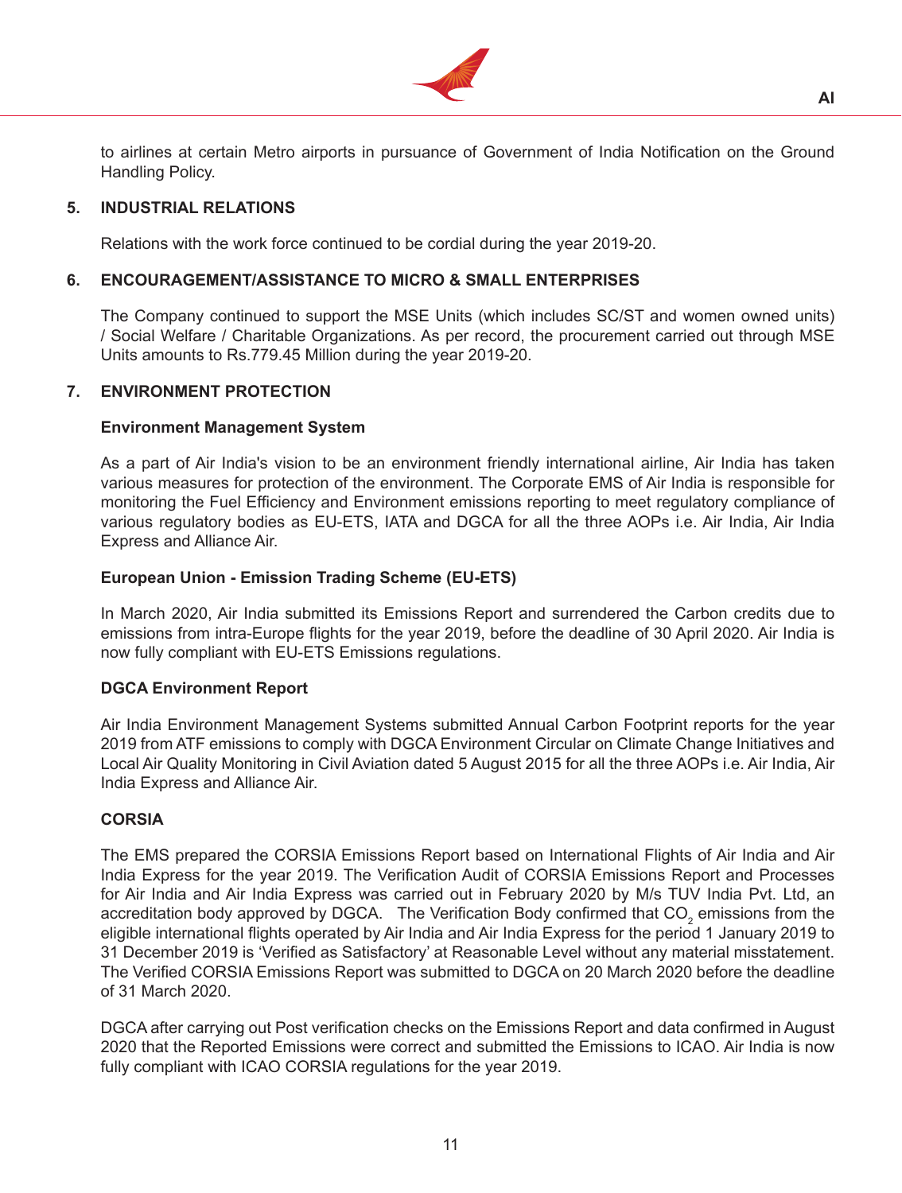to airlines at certain Metro airports in pursuance of Government of India Notification on the Ground Handling Policy.

## 5. INDUSTRIAL RELATIONS

Relations with the work force continued to be cordial during the year 2019-20.

## 6. ENCOURAGEMENT/ASSISTANCE TO MICRO & SMALL ENTERPRISES

The Company continued to support the MSE Units (which includes SC/ST and women owned units) / Social Welfare / Charitable Organizations. As per record, the procurement carried out through MSE Units amounts to Rs.779.45 Million during the year 2019-20.

## 7. ENVIRONMENT PROTECTION

### Environment Management System

As a part of Air India's vision to be an environment friendly international airline, Air India has taken various measures for protection of the environment. The Corporate EMS of Air India is responsible for monitoring the Fuel Efficiency and Environment emissions reporting to meet regulatory compliance of various regulatory bodies as EU-ETS, IATA and DGCA for all the three AOPs i.e. Air India, Air India Express and Alliance Air.

### European Union - Emission Trading Scheme (EU-ETS)

In March 2020, Air India submitted its Emissions Report and surrendered the Carbon credits due to emissions from intra-Europe flights for the year 2019, before the deadline of 30 April 2020. Air India is now fully compliant with EU-ETS Emissions regulations.

### DGCA Environment Report

Air India Environment Management Systems submitted Annual Carbon Footprint reports for the year 2019 from ATF emissions to comply with DGCA Environment Circular on Climate Change Initiatives and Local Air Quality Monitoring in Civil Aviation dated 5 August 2015 for all the three AOPs i.e. Air India, Air India Express and Alliance Air.

### CORSIA

The EMS prepared the CORSIA Emissions Report based on International Flights of Air India and Air India Express for the year 2019. The Verification Audit of CORSIA Emissions Report and Processes for Air India and Air India Express was carried out in February 2020 by M/s TUV India Pvt. Ltd, an accreditation body approved by DGCA. The Verification Body confirmed that $CO_2$ emissions from the eligible international flights operated by Air India and Air India Express for the period 1 January 2019 to 31 December 2019 is 'Verified as Satisfactory' at Reasonable Level without any material misstatement. The Verified CORSIA Emissions Report was submitted to DGCA on 20 March 2020 before the deadline of 31 March 2020.

DGCA after carrying out Post verification checks on the Emissions Report and data confirmed in August 2020 that the Reported Emissions were correct and submitted the Emissions to ICAO. Air India is now fully compliant with ICAO CORSIA regulations for the year 2019.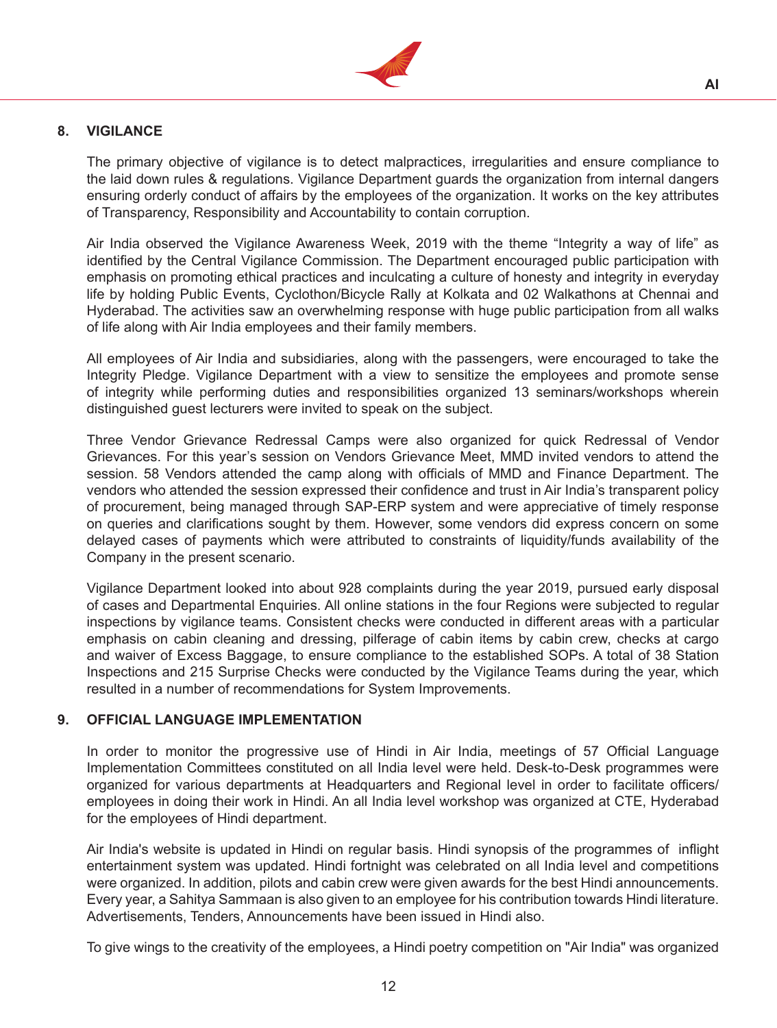## 8. VIGILANCE

The primary objective of vigilance is to detect malpractices, irregularities and ensure compliance to the laid down rules & regulations. Vigilance Department guards the organization from internal dangers ensuring orderly conduct of affairs by the employees of the organization. It works on the key attributes of Transparency, Responsibility and Accountability to contain corruption.

Air India observed the Vigilance Awareness Week, 2019 with the theme “Integrity a way of life” as identified by the Central Vigilance Commission. The Department encouraged public participation with emphasis on promoting ethical practices and inculcating a culture of honesty and integrity in everyday life by holding Public Events, Cyclothon/Bicycle Rally at Kolkata and 02 Walkathons at Chennai and Hyderabad. The activities saw an overwhelming response with huge public participation from all walks of life along with Air India employees and their family members.

All employees of Air India and subsidiaries, along with the passengers, were encouraged to take the Integrity Pledge. Vigilance Department with a view to sensitize the employees and promote sense of integrity while performing duties and responsibilities organized 13 seminars/workshops wherein distinguished guest lecturers were invited to speak on the subject.

Three Vendor Grievance Redressal Camps were also organized for quick Redressal of Vendor Grievances. For this year’s session on Vendors Grievance Meet, MMD invited vendors to attend the session. 58 Vendors attended the camp along with officials of MMD and Finance Department. The vendors who attended the session expressed their confidence and trust in Air India’s transparent policy of procurement, being managed through SAP-ERP system and were appreciative of timely response on queries and clarifications sought by them. However, some vendors did express concern on some delayed cases of payments which were attributed to constraints of liquidity/funds availability of the Company in the present scenario.

Vigilance Department looked into about 928 complaints during the year 2019, pursued early disposal of cases and Departmental Enquiries. All online stations in the four Regions were subjected to regular inspections by vigilance teams. Consistent checks were conducted in different areas with a particular emphasis on cabin cleaning and dressing, pilferage of cabin items by cabin crew, checks at cargo and waiver of Excess Baggage, to ensure compliance to the established SOPs. A total of 38 Station Inspections and 215 Surprise Checks were conducted by the Vigilance Teams during the year, which resulted in a number of recommendations for System Improvements.

## 9. OFFICIAL LANGUAGE IMPLEMENTATION

In order to monitor the progressive use of Hindi in Air India, meetings of 57 Official Language Implementation Committees constituted on all India level were held. Desk-to-Desk programmes were organized for various departments at Headquarters and Regional level in order to facilitate officers/employees in doing their work in Hindi. An all India level workshop was organized at CTE, Hyderabad for the employees of Hindi department.

Air India's website is updated in Hindi on regular basis. Hindi synopsis of the programmes of inflight entertainment system was updated. Hindi fortnight was celebrated on all India level and competitions were organized. In addition, pilots and cabin crew were given awards for the best Hindi announcements. Every year, a Sahitya Sammaan is also given to an employee for his contribution towards Hindi literature. Advertisements, Tenders, Announcements have been issued in Hindi also.

To give wings to the creativity of the employees, a Hindi poetry competition on "Air India" was organized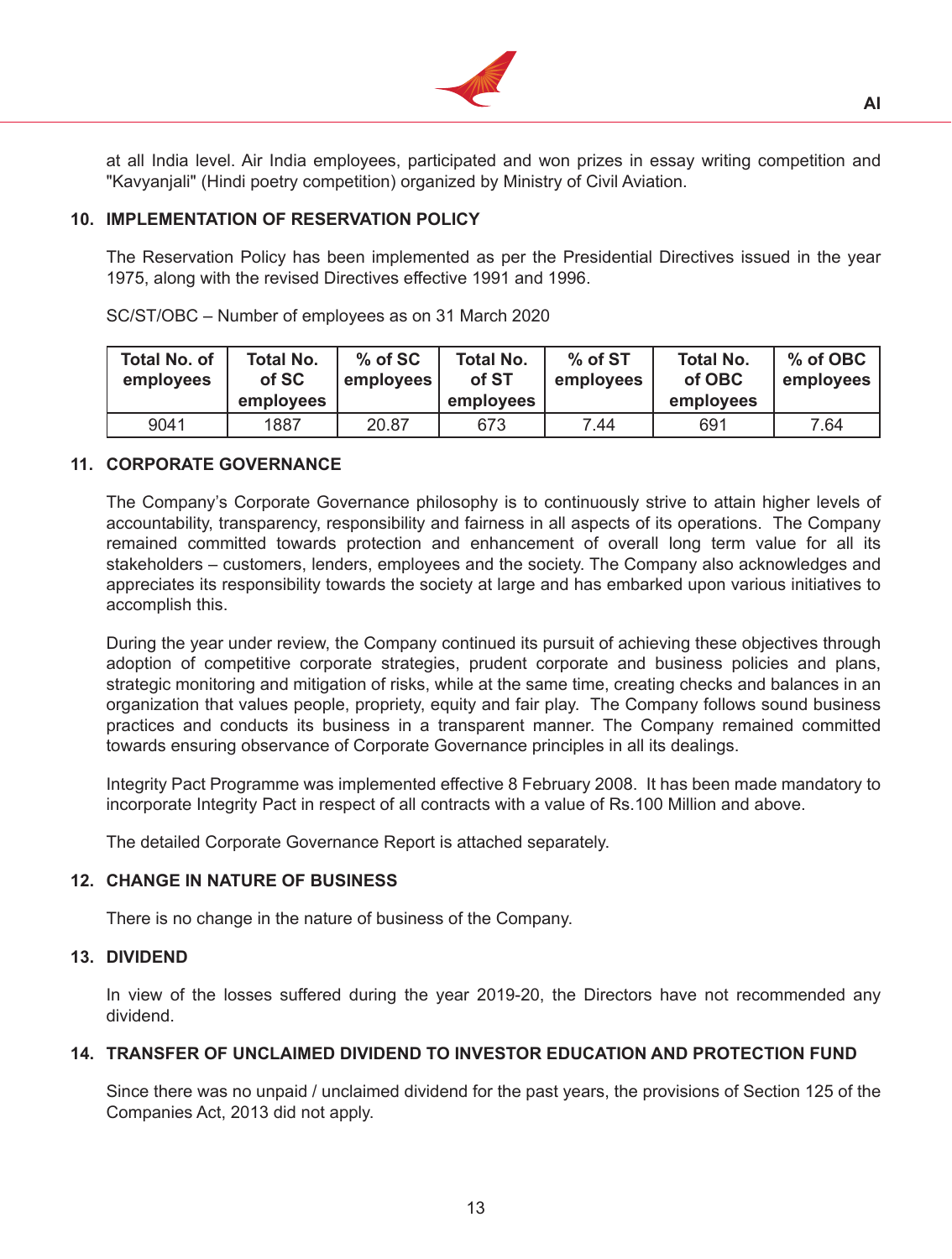at all India level. Air India employees, participated and won prizes in essay writing competition and "Kavyanjali" (Hindi poetry competition) organized by Ministry of Civil Aviation.

## 10. IMPLEMENTATION OF RESERVATION POLICY

The Reservation Policy has been implemented as per the Presidential Directives issued in the year 1975, along with the revised Directives effective 1991 and 1996.

SC/ST/OBC – Number of employees as on 31 March 2020

| Total No. of employees | Total No. of SC employees | % of SC employees | Total No. of ST employees | % of ST employees | Total No. of OBC employees | % of OBC employees |
|---|---|---|---|---|---|---|
| 9041 | 1887 | 20.87 | 673 | 7.44 | 691 | 7.64 |

## 11. CORPORATE GOVERNANCE

The Company's Corporate Governance philosophy is to continuously strive to attain higher levels of accountability, transparency, responsibility and fairness in all aspects of its operations. The Company remained committed towards protection and enhancement of overall long term value for all its stakeholders – customers, lenders, employees and the society. The Company also acknowledges and appreciates its responsibility towards the society at large and has embarked upon various initiatives to accomplish this.

During the year under review, the Company continued its pursuit of achieving these objectives through adoption of competitive corporate strategies, prudent corporate and business policies and plans, strategic monitoring and mitigation of risks, while at the same time, creating checks and balances in an organization that values people, propriety, equity and fair play. The Company follows sound business practices and conducts its business in a transparent manner. The Company remained committed towards ensuring observance of Corporate Governance principles in all its dealings.

Integrity Pact Programme was implemented effective 8 February 2008. It has been made mandatory to incorporate Integrity Pact in respect of all contracts with a value of Rs.100 Million and above.

The detailed Corporate Governance Report is attached separately.

## 12. CHANGE IN NATURE OF BUSINESS

There is no change in the nature of business of the Company.

## 13. DIVIDEND

In view of the losses suffered during the year 2019-20, the Directors have not recommended any dividend.

## 14. TRANSFER OF UNCLAIMED DIVIDEND TO INVESTOR EDUCATION AND PROTECTION FUND

Since there was no unpaid / unclaimed dividend for the past years, the provisions of Section 125 of the Companies Act, 2013 did not apply.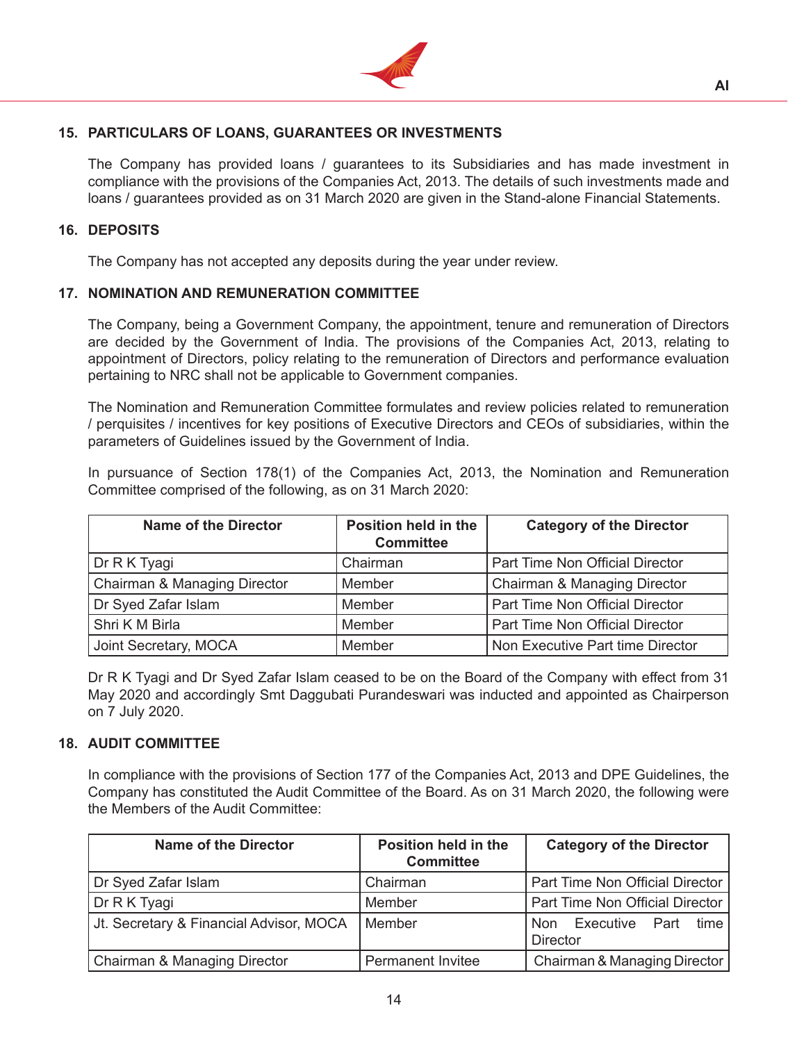## 15. PARTICULARS OF LOANS, GUARANTEES OR INVESTMENTS

The Company has provided loans / guarantees to its Subsidiaries and has made investment in compliance with the provisions of the Companies Act, 2013. The details of such investments made and loans / guarantees provided as on 31 March 2020 are given in the Stand-alone Financial Statements.

## 16. DEPOSITS

The Company has not accepted any deposits during the year under review.

## 17. NOMINATION AND REMUNERATION COMMITTEE

The Company, being a Government Company, the appointment, tenure and remuneration of Directors are decided by the Government of India. The provisions of the Companies Act, 2013, relating to appointment of Directors, policy relating to the remuneration of Directors and performance evaluation pertaining to NRC shall not be applicable to Government companies.

The Nomination and Remuneration Committee formulates and review policies related to remuneration / perquisites / incentives for key positions of Executive Directors and CEOs of subsidiaries, within the parameters of Guidelines issued by the Government of India.

In pursuance of Section 178(1) of the Companies Act, 2013, the Nomination and Remuneration Committee comprised of the following, as on 31 March 2020:

| Name of the Director | Position held in the Committee | Category of the Director |
|---|---|---|
| Dr R K Tyagi | Chairman | Part Time Non Official Director |
| Chairman & Managing Director | Member | Chairman & Managing Director |
| Dr Syed Zafar Islam | Member | Part Time Non Official Director |
| Shri K M Birla | Member | Part Time Non Official Director |
| Joint Secretary, MOCA | Member | Non Executive Part time Director |

Dr R K Tyagi and Dr Syed Zafar Islam ceased to be on the Board of the Company with effect from 31 May 2020 and accordingly Smt Daggubati Purandeswari was inducted and appointed as Chairperson on 7 July 2020.

## 18. AUDIT COMMITTEE

In compliance with the provisions of Section 177 of the Companies Act, 2013 and DPE Guidelines, the Company has constituted the Audit Committee of the Board. As on 31 March 2020, the following were the Members of the Audit Committee:

| Name of the Director | Position held in the Committee | Category of the Director |
|---|---|---|
| Dr Syed Zafar Islam | Chairman | Part Time Non Official Director |
| Dr R K Tyagi | Member | Part Time Non Official Director |
| Jt. Secretary & Financial Advisor, MOCA | Member | Non Executive Part time Director |
| Chairman & Managing Director | Permanent Invitee | Chairman & Managing Director |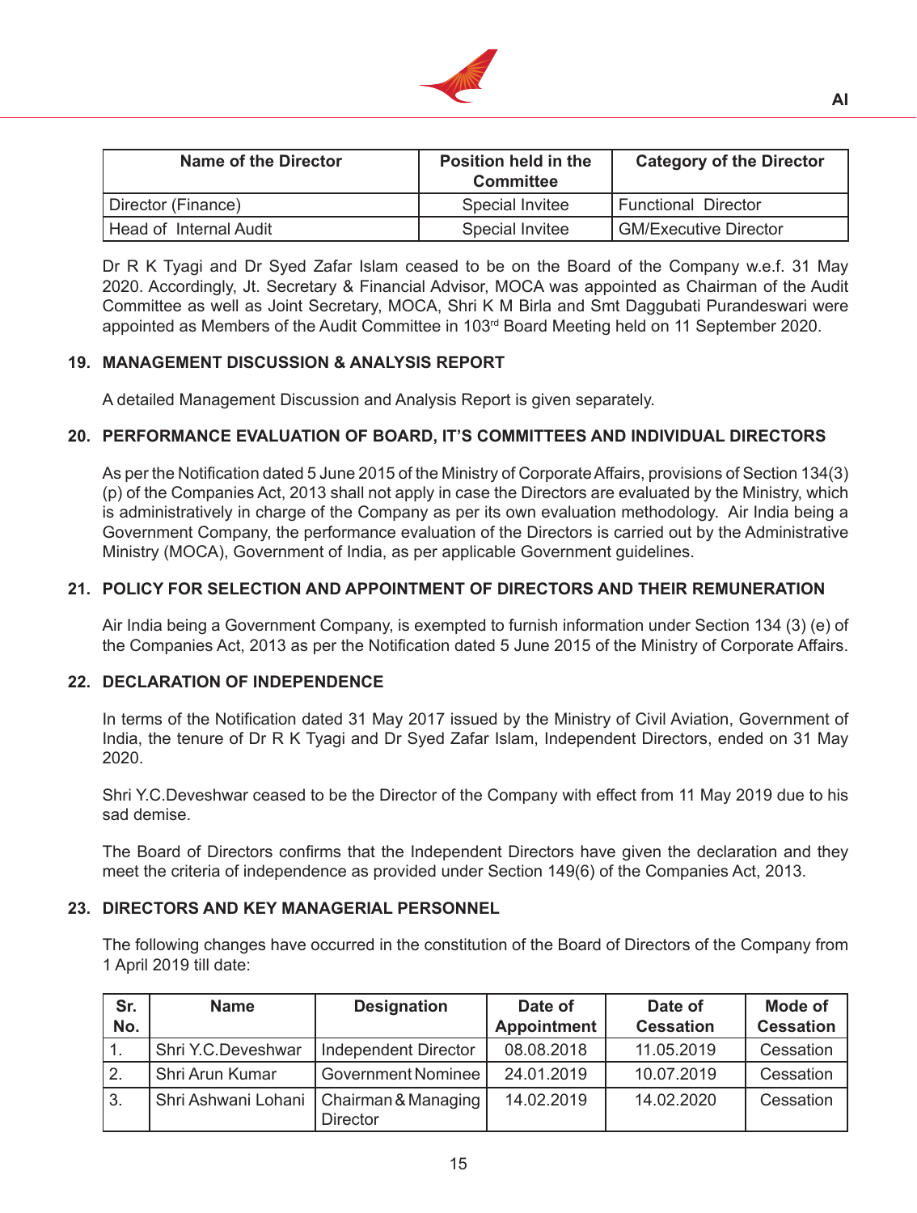| Name of the Director | Position held in the Committee | Category of the Director |
|---|---|---|
| Director (Finance) | Special Invitee | Functional Director |
| Head of Internal Audit | Special Invitee | GM/Executive Director |

Dr R K Tyagi and Dr Syed Zafar Islam ceased to be on the Board of the Company w.e.f. 31 May 2020. Accordingly, Jt. Secretary & Financial Advisor, MOCA was appointed as Chairman of the Audit Committee as well as Joint Secretary, MOCA, Shri K M Birla and Smt Daggubati Purandeswari were appointed as Members of the Audit Committee in 103rd Board Meeting held on 11 September 2020.

## 19. MANAGEMENT DISCUSSION & ANALYSIS REPORT

A detailed Management Discussion and Analysis Report is given separately.

## 20. PERFORMANCE EVALUATION OF BOARD, IT'S COMMITTEES AND INDIVIDUAL DIRECTORS

As per the Notification dated 5 June 2015 of the Ministry of Corporate Affairs, provisions of Section 134(3)(p) of the Companies Act, 2013 shall not apply in case the Directors are evaluated by the Ministry, which is administratively in charge of the Company as per its own evaluation methodology. Air India being a Government Company, the performance evaluation of the Directors is carried out by the Administrative Ministry (MOCA), Government of India, as per applicable Government guidelines.

## 21. POLICY FOR SELECTION AND APPOINTMENT OF DIRECTORS AND THEIR REMUNERATION

Air India being a Government Company, is exempted to furnish information under Section 134 (3) (e) of the Companies Act, 2013 as per the Notification dated 5 June 2015 of the Ministry of Corporate Affairs.

## 22. DECLARATION OF INDEPENDENCE

In terms of the Notification dated 31 May 2017 issued by the Ministry of Civil Aviation, Government of India, the tenure of Dr R K Tyagi and Dr Syed Zafar Islam, Independent Directors, ended on 31 May 2020.

Shri Y.C.Deveshwar ceased to be the Director of the Company with effect from 11 May 2019 due to his sad demise.

The Board of Directors confirms that the Independent Directors have given the declaration and they meet the criteria of independence as provided under Section 149(6) of the Companies Act, 2013.

## 23. DIRECTORS AND KEY MANAGERIAL PERSONNEL

The following changes have occurred in the constitution of the Board of Directors of the Company from 1 April 2019 till date:

| Sr. No. | Name | Designation | Date of Appointment | Date of Cessation | Mode of Cessation |
|---|---|---|---|---|---|
| 1. | Shri Y.C.Deveshwar | Independent Director | 08.08.2018 | 11.05.2019 | Cessation |
| 2. | Shri Arun Kumar | Government Nominee | 24.01.2019 | 10.07.2019 | Cessation |
| 3. | Shri Ashwani Lohani | Chairman & Managing Director | 14.02.2019 | 14.02.2020 | Cessation |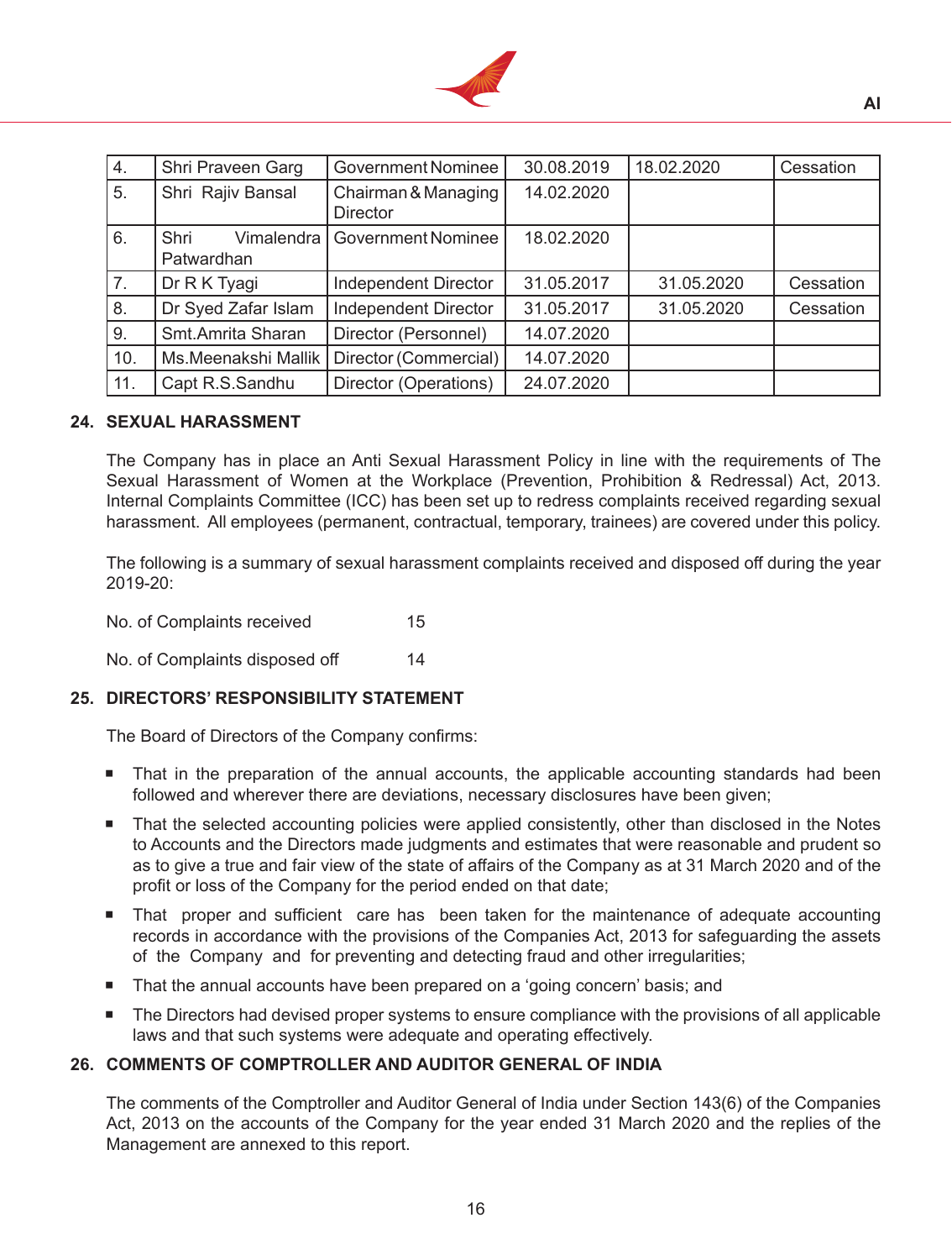| 4. | Shri Praveen Garg | Government Nominee | 30.08.2019 | 18.02.2020 | Cessation |
|---|---|---|---|---|---|
| 5. | Shri Rajiv Bansal | Chairman & Managing Director | 14.02.2020 | | |
| 6. | Shri Vimalendra Patwardhan | Government Nominee | 18.02.2020 | | |
| 7. | Dr R K Tyagi | Independent Director | 31.05.2017 | 31.05.2020 | Cessation |
| 8. | Dr Syed Zafar Islam | Independent Director | 31.05.2017 | 31.05.2020 | Cessation |
| 9. | Smt.Amrita Sharan | Director (Personnel) | 14.07.2020 | | |
| 10. | Ms.Meenakshi Mallik | Director (Commercial) | 14.07.2020 | | |
| 11. | Capt R.S.Sandhu | Director (Operations) | 24.07.2020 | | |

## 24. SEXUAL HARASSMENT

The Company has in place an Anti Sexual Harassment Policy in line with the requirements of The Sexual Harassment of Women at the Workplace (Prevention, Prohibition & Redressal) Act, 2013. Internal Complaints Committee (ICC) has been set up to redress complaints received regarding sexual harassment. All employees (permanent, contractual, temporary, trainees) are covered under this policy.

The following is a summary of sexual harassment complaints received and disposed off during the year 2019-20:

No. of Complaints received 15

No. of Complaints disposed off 14

## 25. DIRECTORS' RESPONSIBILITY STATEMENT

The Board of Directors of the Company confirms:

- That in the preparation of the annual accounts, the applicable accounting standards had been followed and wherever there are deviations, necessary disclosures have been given;
- That the selected accounting policies were applied consistently, other than disclosed in the Notes to Accounts and the Directors made judgments and estimates that were reasonable and prudent so as to give a true and fair view of the state of affairs of the Company as at 31 March 2020 and of the profit or loss of the Company for the period ended on that date;
- That proper and sufficient care has been taken for the maintenance of adequate accounting records in accordance with the provisions of the Companies Act, 2013 for safeguarding the assets of the Company and for preventing and detecting fraud and other irregularities;
- That the annual accounts have been prepared on a 'going concern' basis; and
- The Directors had devised proper systems to ensure compliance with the provisions of all applicable laws and that such systems were adequate and operating effectively.

## 26. COMMENTS OF COMPTROLLER AND AUDITOR GENERAL OF INDIA

The comments of the Comptroller and Auditor General of India under Section 143(6) of the Companies Act, 2013 on the accounts of the Company for the year ended 31 March 2020 and the replies of the Management are annexed to this report.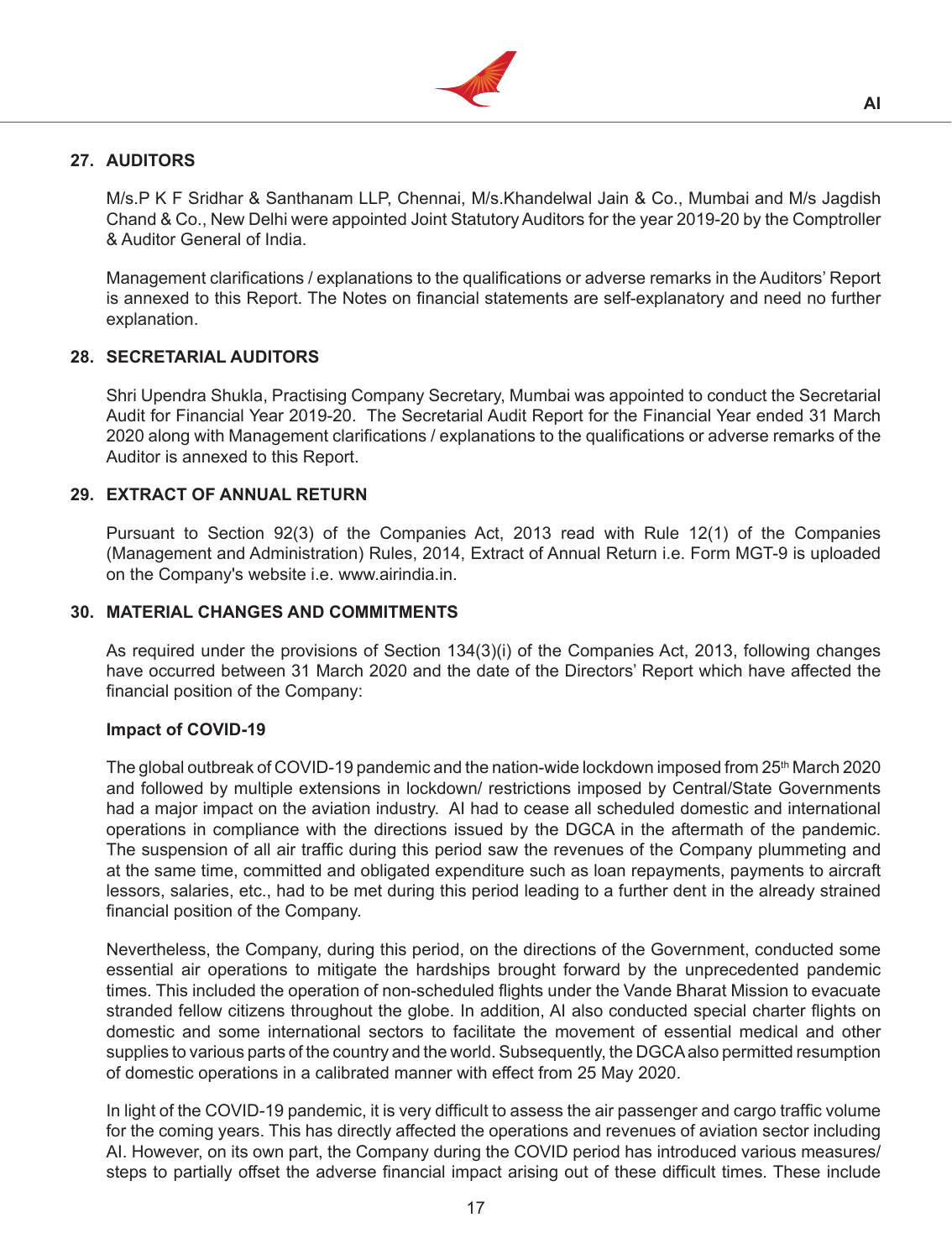## 27. AUDITORS

M/s.P K F Sridhar & Santhanam LLP, Chennai, M/s.Khandelwal Jain & Co., Mumbai and M/s Jagdish Chand & Co., New Delhi were appointed Joint Statutory Auditors for the year 2019-20 by the Comptroller & Auditor General of India.

Management clarifications / explanations to the qualifications or adverse remarks in the Auditors' Report is annexed to this Report. The Notes on financial statements are self-explanatory and need no further explanation.

## 28. SECRETARIAL AUDITORS

Shri Upendra Shukla, Practising Company Secretary, Mumbai was appointed to conduct the Secretarial Audit for Financial Year 2019-20. The Secretarial Audit Report for the Financial Year ended 31 March 2020 along with Management clarifications / explanations to the qualifications or adverse remarks of the Auditor is annexed to this Report.

## 29. EXTRACT OF ANNUAL RETURN

Pursuant to Section 92(3) of the Companies Act, 2013 read with Rule 12(1) of the Companies (Management and Administration) Rules, 2014, Extract of Annual Return i.e. Form MGT-9 is uploaded on the Company's website i.e. www.airindia.in.

## 30. MATERIAL CHANGES AND COMMITMENTS

As required under the provisions of Section 134(3)(i) of the Companies Act, 2013, following changes have occurred between 31 March 2020 and the date of the Directors' Report which have affected the financial position of the Company:

**Impact of COVID-19**

The global outbreak of COVID-19 pandemic and the nation-wide lockdown imposed from 25th March 2020 and followed by multiple extensions in lockdown/ restrictions imposed by Central/State Governments had a major impact on the aviation industry. AI had to cease all scheduled domestic and international operations in compliance with the directions issued by the DGCA in the aftermath of the pandemic. The suspension of all air traffic during this period saw the revenues of the Company plummeting and at the same time, committed and obligated expenditure such as loan repayments, payments to aircraft lessors, salaries, etc., had to be met during this period leading to a further dent in the already strained financial position of the Company.

Nevertheless, the Company, during this period, on the directions of the Government, conducted some essential air operations to mitigate the hardships brought forward by the unprecedented pandemic times. This included the operation of non-scheduled flights under the Vande Bharat Mission to evacuate stranded fellow citizens throughout the globe. In addition, AI also conducted special charter flights on domestic and some international sectors to facilitate the movement of essential medical and other supplies to various parts of the country and the world. Subsequently, the DGCA also permitted resumption of domestic operations in a calibrated manner with effect from 25 May 2020.

In light of the COVID-19 pandemic, it is very difficult to assess the air passenger and cargo traffic volume for the coming years. This has directly affected the operations and revenues of aviation sector including AI. However, on its own part, the Company during the COVID period has introduced various measures/ steps to partially offset the adverse financial impact arising out of these difficult times. These include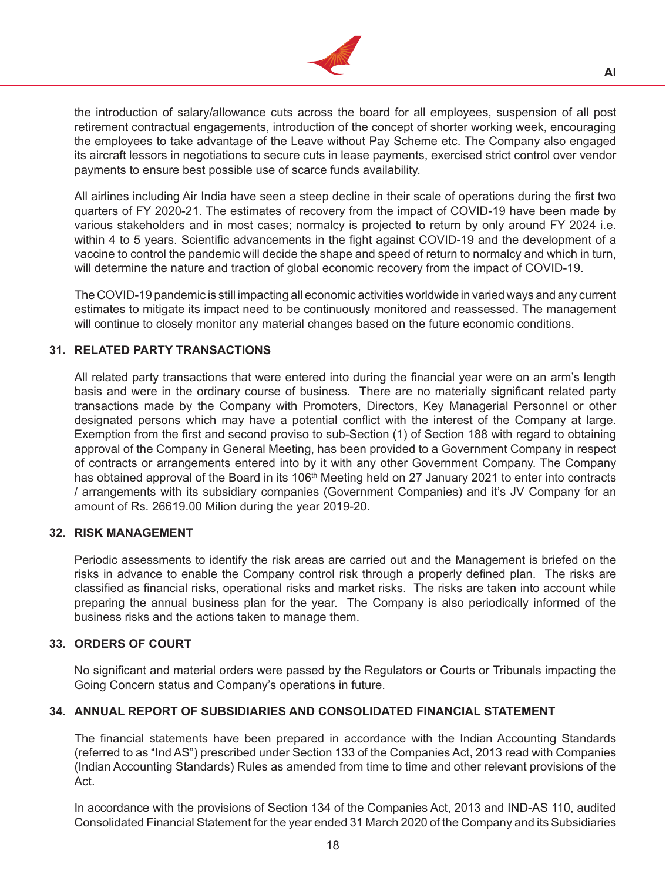the introduction of salary/allowance cuts across the board for all employees, suspension of all post retirement contractual engagements, introduction of the concept of shorter working week, encouraging the employees to take advantage of the Leave without Pay Scheme etc. The Company also engaged its aircraft lessors in negotiations to secure cuts in lease payments, exercised strict control over vendor payments to ensure best possible use of scarce funds availability.

All airlines including Air India have seen a steep decline in their scale of operations during the first two quarters of FY 2020-21. The estimates of recovery from the impact of COVID-19 have been made by various stakeholders and in most cases; normalcy is projected to return by only around FY 2024 i.e. within 4 to 5 years. Scientific advancements in the fight against COVID-19 and the development of a vaccine to control the pandemic will decide the shape and speed of return to normalcy and which in turn, will determine the nature and traction of global economic recovery from the impact of COVID-19.

The COVID-19 pandemic is still impacting all economic activities worldwide in varied ways and any current estimates to mitigate its impact need to be continuously monitored and reassessed. The management will continue to closely monitor any material changes based on the future economic conditions.

## 31. RELATED PARTY TRANSACTIONS

All related party transactions that were entered into during the financial year were on an arm's length basis and were in the ordinary course of business. There are no materially significant related party transactions made by the Company with Promoters, Directors, Key Managerial Personnel or other designated persons which may have a potential conflict with the interest of the Company at large. Exemption from the first and second proviso to sub-Section (1) of Section 188 with regard to obtaining approval of the Company in General Meeting, has been provided to a Government Company in respect of contracts or arrangements entered into by it with any other Government Company. The Company has obtained approval of the Board in its 106th Meeting held on 27 January 2021 to enter into contracts / arrangements with its subsidiary companies (Government Companies) and it's JV Company for an amount of Rs. 26619.00 Milion during the year 2019-20.

## 32. RISK MANAGEMENT

Periodic assessments to identify the risk areas are carried out and the Management is briefed on the risks in advance to enable the Company control risk through a properly defined plan. The risks are classified as financial risks, operational risks and market risks. The risks are taken into account while preparing the annual business plan for the year. The Company is also periodically informed of the business risks and the actions taken to manage them.

## 33. ORDERS OF COURT

No significant and material orders were passed by the Regulators or Courts or Tribunals impacting the Going Concern status and Company's operations in future.

## 34. ANNUAL REPORT OF SUBSIDIARIES AND CONSOLIDATED FINANCIAL STATEMENT

The financial statements have been prepared in accordance with the Indian Accounting Standards (referred to as "Ind AS") prescribed under Section 133 of the Companies Act, 2013 read with Companies (Indian Accounting Standards) Rules as amended from time to time and other relevant provisions of the Act.

In accordance with the provisions of Section 134 of the Companies Act, 2013 and IND-AS 110, audited Consolidated Financial Statement for the year ended 31 March 2020 of the Company and its Subsidiaries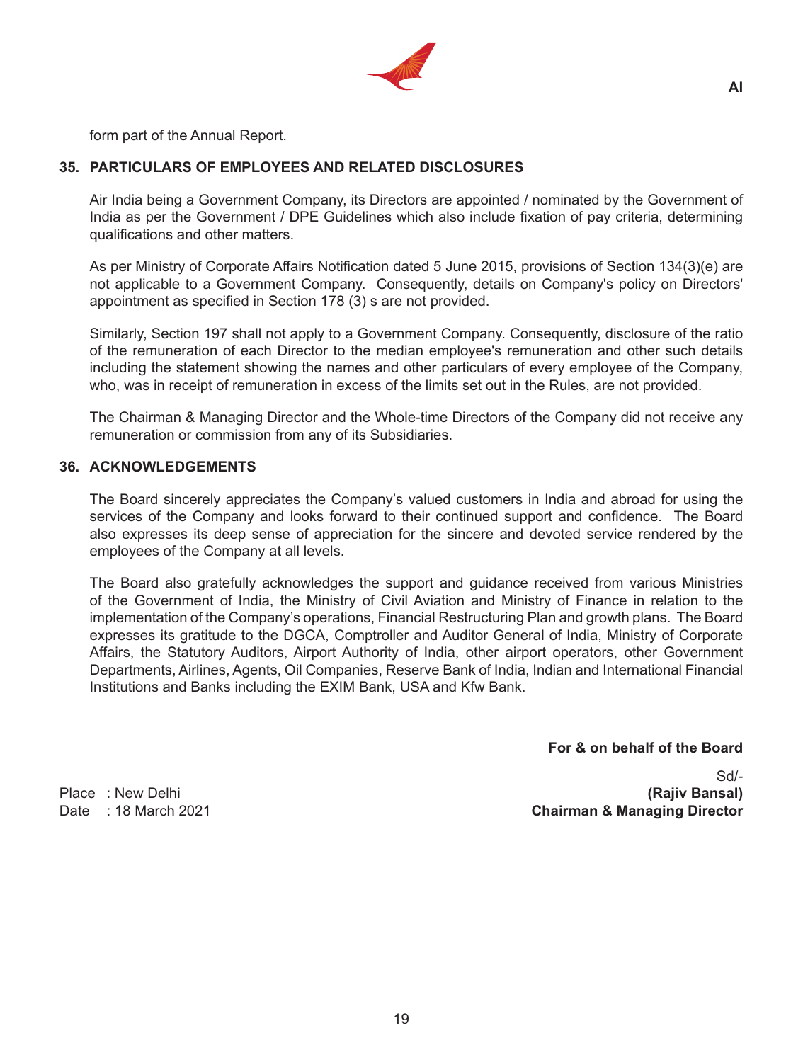form part of the Annual Report.

## 35. PARTICULARS OF EMPLOYEES AND RELATED DISCLOSURES

Air India being a Government Company, its Directors are appointed / nominated by the Government of India as per the Government / DPE Guidelines which also include fixation of pay criteria, determining qualifications and other matters.

As per Ministry of Corporate Affairs Notification dated 5 June 2015, provisions of Section 134(3)(e) are not applicable to a Government Company. Consequently, details on Company's policy on Directors' appointment as specified in Section 178 (3) s are not provided.

Similarly, Section 197 shall not apply to a Government Company. Consequently, disclosure of the ratio of the remuneration of each Director to the median employee's remuneration and other such details including the statement showing the names and other particulars of every employee of the Company, who, was in receipt of remuneration in excess of the limits set out in the Rules, are not provided.

The Chairman & Managing Director and the Whole-time Directors of the Company did not receive any remuneration or commission from any of its Subsidiaries.

## 36. ACKNOWLEDGEMENTS

The Board sincerely appreciates the Company's valued customers in India and abroad for using the services of the Company and looks forward to their continued support and confidence. The Board also expresses its deep sense of appreciation for the sincere and devoted service rendered by the employees of the Company at all levels.

The Board also gratefully acknowledges the support and guidance received from various Ministries of the Government of India, the Ministry of Civil Aviation and Ministry of Finance in relation to the implementation of the Company's operations, Financial Restructuring Plan and growth plans. The Board expresses its gratitude to the DGCA, Comptroller and Auditor General of India, Ministry of Corporate Affairs, the Statutory Auditors, Airport Authority of India, other airport operators, other Government Departments, Airlines, Agents, Oil Companies, Reserve Bank of India, Indian and International Financial Institutions and Banks including the EXIM Bank, USA and Kfw Bank.

**For & on behalf of the Board**

Sd/-

**(Rajiv Bansal)**

**Chairman & Managing Director**

Place : New Delhi
Date : 18 March 2021